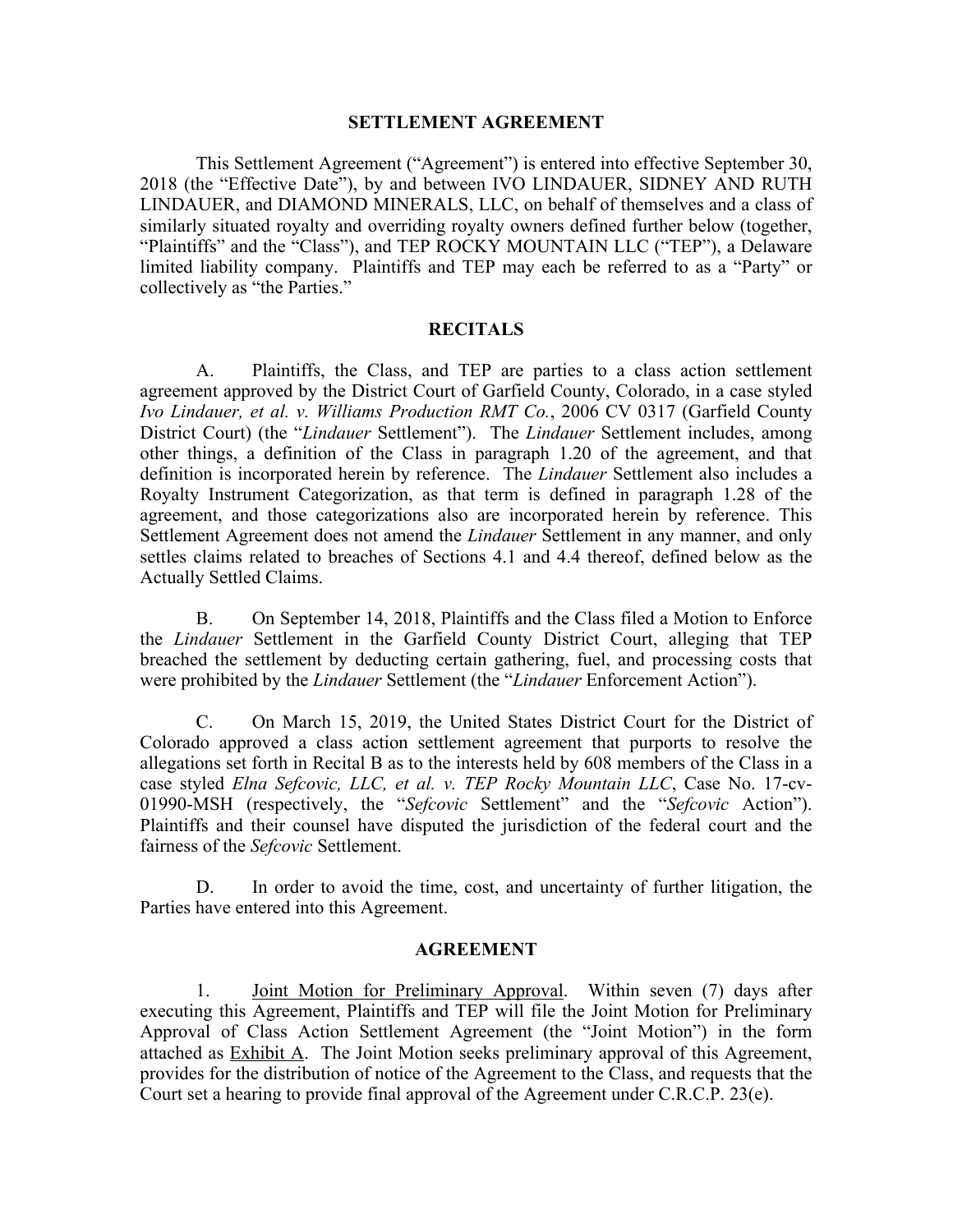# SETTLEMENT AGREEMENT

This Settlement Agreement ("Agreement") is entered into effective September 30, 2018 (the "Effective Date"), by and between IVO LINDAUER, SIDNEY AND RUTH LINDAUER, and DIAMOND MINERALS, LLC, on behalf of themselves and a class of similarly situated royalty and overriding royalty owners defined further below (together, "Plaintiffs" and the "Class"), and TEP ROCKY MOUNTAIN LLC ("TEP"), a Delaware limited liability company. Plaintiffs and TEP may each be referred to as a "Party" or collectively as "the Parties."

## RECITALS

A. Plaintiffs, the Class, and TEP are parties to a class action settlement agreement approved by the District Court of Garfield County, Colorado, in a case styled *Ivo Lindauer, et al. v. Williams Production RMT Co.*, 2006 CV 0317 (Garfield County District Court) (the "*Lindauer* Settlement"). The *Lindauer* Settlement includes, among other things, a definition of the Class in paragraph 1.20 of the agreement, and that definition is incorporated herein by reference. The *Lindauer* Settlement also includes a Royalty Instrument Categorization, as that term is defined in paragraph 1.28 of the agreement, and those categorizations also are incorporated herein by reference. This Settlement Agreement does not amend the *Lindauer* Settlement in any manner, and only settles claims related to breaches of Sections 4.1 and 4.4 thereof, defined below as the Actually Settled Claims.

B. On September 14, 2018, Plaintiffs and the Class filed a Motion to Enforce the *Lindauer* Settlement in the Garfield County District Court, alleging that TEP breached the settlement by deducting certain gathering, fuel, and processing costs that were prohibited by the *Lindauer* Settlement (the "*Lindauer* Enforcement Action").

C. On March 15, 2019, the United States District Court for the District of Colorado approved a class action settlement agreement that purports to resolve the allegations set forth in Recital B as to the interests held by 608 members of the Class in a case styled *Elna Sefcovic, LLC, et al. v. TEP Rocky Mountain LLC*, Case No. 17-cv-01990-MSH (respectively, the "*Sefcovic* Settlement" and the "*Sefcovic* Action"). Plaintiffs and their counsel have disputed the jurisdiction of the federal court and the fairness of the *Sefcovic* Settlement.

D. In order to avoid the time, cost, and uncertainty of further litigation, the Parties have entered into this Agreement.

## AGREEMENT

1. Joint Motion for Preliminary Approval. Within seven (7) days after executing this Agreement, Plaintiffs and TEP will file the Joint Motion for Preliminary Approval of Class Action Settlement Agreement (the "Joint Motion") in the form attached as Exhibit A. The Joint Motion seeks preliminary approval of this Agreement, provides for the distribution of notice of the Agreement to the Class, and requests that the Court set a hearing to provide final approval of the Agreement under C.R.C.P. 23(e).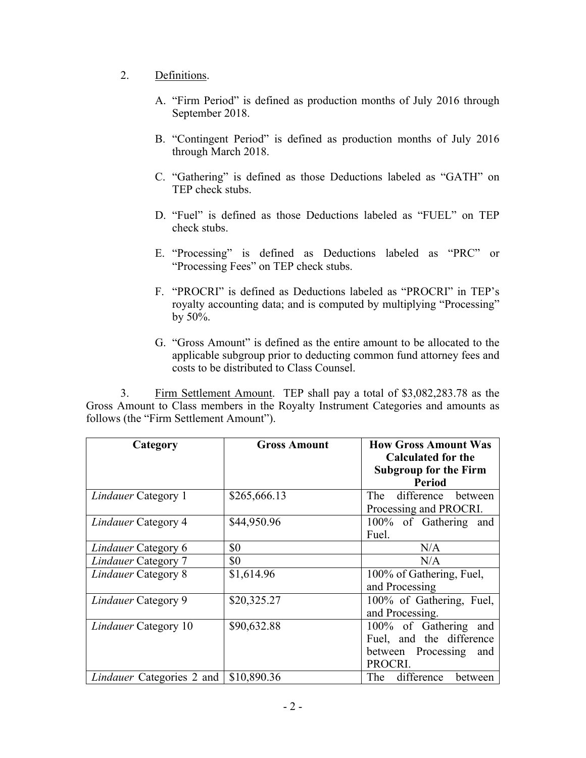2. Definitions.

   A. "Firm Period" is defined as production months of July 2016 through September 2018.

   B. "Contingent Period" is defined as production months of July 2016 through March 2018.

   C. "Gathering" is defined as those Deductions labeled as "GATH" on TEP check stubs.

   D. "Fuel" is defined as those Deductions labeled as "FUEL" on TEP check stubs.

   E. "Processing" is defined as Deductions labeled as "PRC" or "Processing Fees" on TEP check stubs.

   F. "PROCRI" is defined as Deductions labeled as "PROCRI" in TEP's royalty accounting data; and is computed by multiplying "Processing" by 50%.

   G. "Gross Amount" is defined as the entire amount to be allocated to the applicable subgroup prior to deducting common fund attorney fees and costs to be distributed to Class Counsel.

3. Firm Settlement Amount. TEP shall pay a total of $3,082,283.78 as the Gross Amount to Class members in the Royalty Instrument Categories and amounts as follows (the "Firm Settlement Amount").

| Category | Gross Amount | How Gross Amount Was Calculated for the Subgroup for the Firm Period |
|---|---|---|
| *Lindauer* Category 1 | $265,666.13 | The difference between Processing and PROCRI. |
| *Lindauer* Category 4 | $44,950.96 | 100% of Gathering and Fuel. |
| *Lindauer* Category 6 | $0 | N/A |
| *Lindauer* Category 7 | $0 | N/A |
| *Lindauer* Category 8 | $1,614.96 | 100% of Gathering, Fuel, and Processing |
| *Lindauer* Category 9 | $20,325.27 | 100% of Gathering, Fuel, and Processing. |
| *Lindauer* Category 10 | $90,632.88 | 100% of Gathering and Fuel, and the difference between Processing and PROCRI. |
| *Lindauer* Categories 2 and | $10,890.36 | The difference between |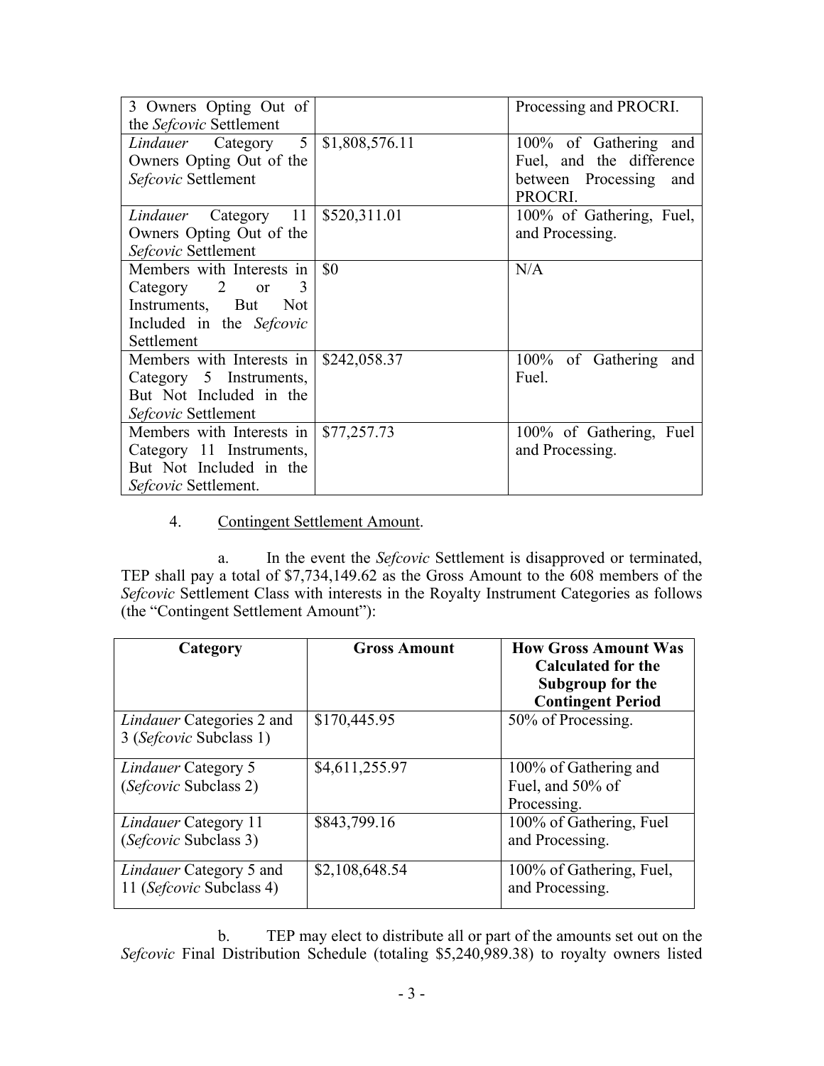| | | |
|---|---|---|
| 3 Owners Opting Out of the *Sefcovic* Settlement | | Processing and PROCRI. |
| *Lindauer* Category 5 Owners Opting Out of the *Sefcovic* Settlement | $1,808,576.11 | 100% of Gathering and Fuel, and the difference between Processing and PROCRI. |
| *Lindauer* Category 11 Owners Opting Out of the *Sefcovic* Settlement | $520,311.01 | 100% of Gathering, Fuel, and Processing. |
| Members with Interests in Category 2 or 3 Instruments, But Not Included in the *Sefcovic* Settlement | $0 | N/A |
| Members with Interests in Category 5 Instruments, But Not Included in the *Sefcovic* Settlement | $242,058.37 | 100% of Gathering and Fuel. |
| Members with Interests in Category 11 Instruments, But Not Included in the *Sefcovic* Settlement. | $77,257.73 | 100% of Gathering, Fuel and Processing. |

4. Contingent Settlement Amount.

a. In the event the *Sefcovic* Settlement is disapproved or terminated, TEP shall pay a total of $7,734,149.62 as the Gross Amount to the 608 members of the *Sefcovic* Settlement Class with interests in the Royalty Instrument Categories as follows (the "Contingent Settlement Amount"):

| Category | Gross Amount | How Gross Amount Was Calculated for the Subgroup for the Contingent Period |
|---|---|---|
| *Lindauer* Categories 2 and 3 (*Sefcovic* Subclass 1) | $170,445.95 | 50% of Processing. |
| *Lindauer* Category 5 (*Sefcovic* Subclass 2) | $4,611,255.97 | 100% of Gathering and Fuel, and 50% of Processing. |
| *Lindauer* Category 11 (*Sefcovic* Subclass 3) | $843,799.16 | 100% of Gathering, Fuel and Processing. |
| *Lindauer* Category 5 and 11 (*Sefcovic* Subclass 4) | $2,108,648.54 | 100% of Gathering, Fuel, and Processing. |

b. TEP may elect to distribute all or part of the amounts set out on the *Sefcovic* Final Distribution Schedule (totaling $5,240,989.38) to royalty owners listed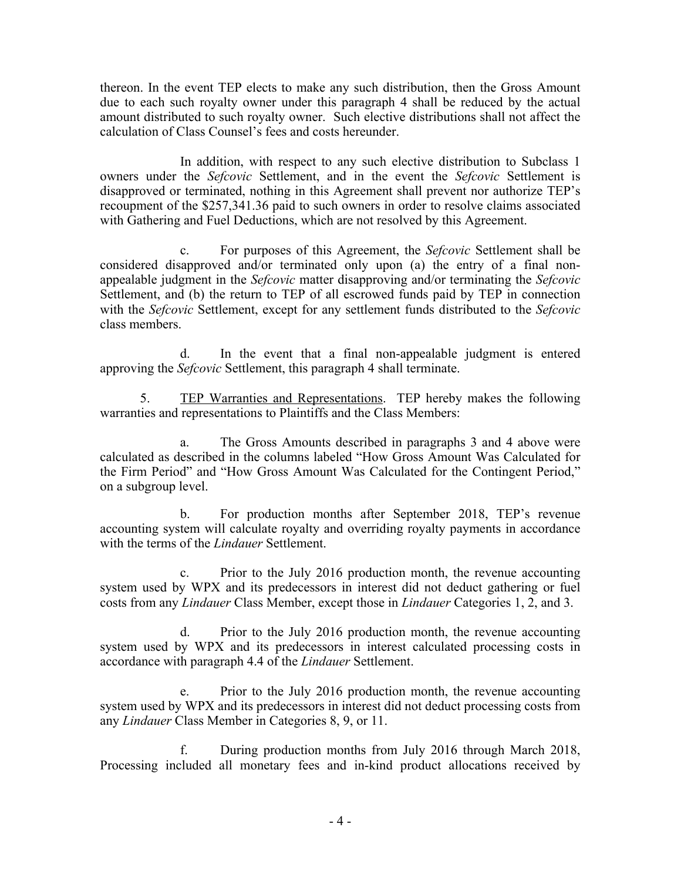thereon. In the event TEP elects to make any such distribution, then the Gross Amount due to each such royalty owner under this paragraph 4 shall be reduced by the actual amount distributed to such royalty owner. Such elective distributions shall not affect the calculation of Class Counsel's fees and costs hereunder.

In addition, with respect to any such elective distribution to Subclass 1 owners under the *Sefcovic* Settlement, and in the event the *Sefcovic* Settlement is disapproved or terminated, nothing in this Agreement shall prevent nor authorize TEP's recoupment of the $257,341.36 paid to such owners in order to resolve claims associated with Gathering and Fuel Deductions, which are not resolved by this Agreement.

c. For purposes of this Agreement, the *Sefcovic* Settlement shall be considered disapproved and/or terminated only upon (a) the entry of a final non-appealable judgment in the *Sefcovic* matter disapproving and/or terminating the *Sefcovic* Settlement, and (b) the return to TEP of all escrowed funds paid by TEP in connection with the *Sefcovic* Settlement, except for any settlement funds distributed to the *Sefcovic* class members.

d. In the event that a final non-appealable judgment is entered approving the *Sefcovic* Settlement, this paragraph 4 shall terminate.

5. TEP Warranties and Representations. TEP hereby makes the following warranties and representations to Plaintiffs and the Class Members:

a. The Gross Amounts described in paragraphs 3 and 4 above were calculated as described in the columns labeled "How Gross Amount Was Calculated for the Firm Period" and "How Gross Amount Was Calculated for the Contingent Period," on a subgroup level.

b. For production months after September 2018, TEP's revenue accounting system will calculate royalty and overriding royalty payments in accordance with the terms of the *Lindauer* Settlement.

c. Prior to the July 2016 production month, the revenue accounting system used by WPX and its predecessors in interest did not deduct gathering or fuel costs from any *Lindauer* Class Member, except those in *Lindauer* Categories 1, 2, and 3.

d. Prior to the July 2016 production month, the revenue accounting system used by WPX and its predecessors in interest calculated processing costs in accordance with paragraph 4.4 of the *Lindauer* Settlement.

e. Prior to the July 2016 production month, the revenue accounting system used by WPX and its predecessors in interest did not deduct processing costs from any *Lindauer* Class Member in Categories 8, 9, or 11.

f. During production months from July 2016 through March 2018, Processing included all monetary fees and in-kind product allocations received by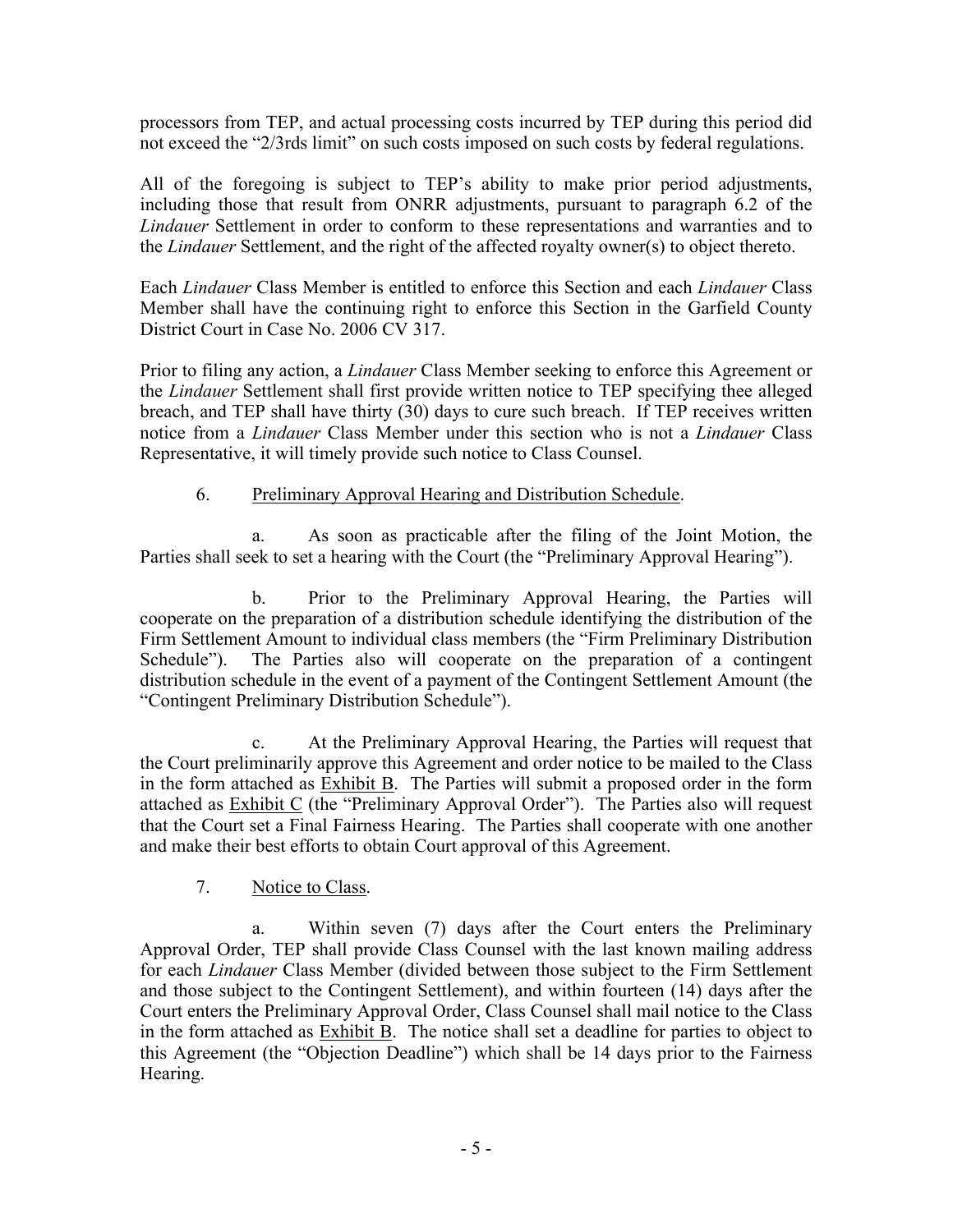processors from TEP, and actual processing costs incurred by TEP during this period did not exceed the "2/3rds limit" on such costs imposed on such costs by federal regulations.

All of the foregoing is subject to TEP's ability to make prior period adjustments, including those that result from ONRR adjustments, pursuant to paragraph 6.2 of the *Lindauer* Settlement in order to conform to these representations and warranties and to the *Lindauer* Settlement, and the right of the affected royalty owner(s) to object thereto.

Each *Lindauer* Class Member is entitled to enforce this Section and each *Lindauer* Class Member shall have the continuing right to enforce this Section in the Garfield County District Court in Case No. 2006 CV 317.

Prior to filing any action, a *Lindauer* Class Member seeking to enforce this Agreement or the *Lindauer* Settlement shall first provide written notice to TEP specifying thee alleged breach, and TEP shall have thirty (30) days to cure such breach. If TEP receives written notice from a *Lindauer* Class Member under this section who is not a *Lindauer* Class Representative, it will timely provide such notice to Class Counsel.

6. Preliminary Approval Hearing and Distribution Schedule.

a. As soon as practicable after the filing of the Joint Motion, the Parties shall seek to set a hearing with the Court (the "Preliminary Approval Hearing").

b. Prior to the Preliminary Approval Hearing, the Parties will cooperate on the preparation of a distribution schedule identifying the distribution of the Firm Settlement Amount to individual class members (the "Firm Preliminary Distribution Schedule"). The Parties also will cooperate on the preparation of a contingent distribution schedule in the event of a payment of the Contingent Settlement Amount (the "Contingent Preliminary Distribution Schedule").

c. At the Preliminary Approval Hearing, the Parties will request that the Court preliminarily approve this Agreement and order notice to be mailed to the Class in the form attached as Exhibit B. The Parties will submit a proposed order in the form attached as Exhibit C (the "Preliminary Approval Order"). The Parties also will request that the Court set a Final Fairness Hearing. The Parties shall cooperate with one another and make their best efforts to obtain Court approval of this Agreement.

7. Notice to Class.

a. Within seven (7) days after the Court enters the Preliminary Approval Order, TEP shall provide Class Counsel with the last known mailing address for each *Lindauer* Class Member (divided between those subject to the Firm Settlement and those subject to the Contingent Settlement), and within fourteen (14) days after the Court enters the Preliminary Approval Order, Class Counsel shall mail notice to the Class in the form attached as Exhibit B. The notice shall set a deadline for parties to object to this Agreement (the "Objection Deadline") which shall be 14 days prior to the Fairness Hearing.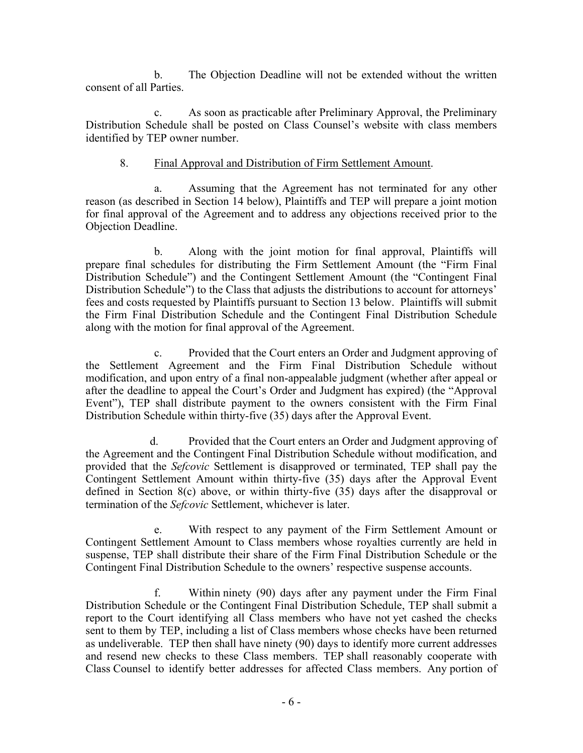b. The Objection Deadline will not be extended without the written consent of all Parties.

c. As soon as practicable after Preliminary Approval, the Preliminary Distribution Schedule shall be posted on Class Counsel's website with class members identified by TEP owner number.

8. Final Approval and Distribution of Firm Settlement Amount.

a. Assuming that the Agreement has not terminated for any other reason (as described in Section 14 below), Plaintiffs and TEP will prepare a joint motion for final approval of the Agreement and to address any objections received prior to the Objection Deadline.

b. Along with the joint motion for final approval, Plaintiffs will prepare final schedules for distributing the Firm Settlement Amount (the "Firm Final Distribution Schedule") and the Contingent Settlement Amount (the "Contingent Final Distribution Schedule") to the Class that adjusts the distributions to account for attorneys' fees and costs requested by Plaintiffs pursuant to Section 13 below. Plaintiffs will submit the Firm Final Distribution Schedule and the Contingent Final Distribution Schedule along with the motion for final approval of the Agreement.

c. Provided that the Court enters an Order and Judgment approving of the Settlement Agreement and the Firm Final Distribution Schedule without modification, and upon entry of a final non-appealable judgment (whether after appeal or after the deadline to appeal the Court's Order and Judgment has expired) (the "Approval Event"), TEP shall distribute payment to the owners consistent with the Firm Final Distribution Schedule within thirty-five (35) days after the Approval Event.

d. Provided that the Court enters an Order and Judgment approving of the Agreement and the Contingent Final Distribution Schedule without modification, and provided that the *Sefcovic* Settlement is disapproved or terminated, TEP shall pay the Contingent Settlement Amount within thirty-five (35) days after the Approval Event defined in Section 8(c) above, or within thirty-five (35) days after the disapproval or termination of the *Sefcovic* Settlement, whichever is later.

e. With respect to any payment of the Firm Settlement Amount or Contingent Settlement Amount to Class members whose royalties currently are held in suspense, TEP shall distribute their share of the Firm Final Distribution Schedule or the Contingent Final Distribution Schedule to the owners' respective suspense accounts.

f. Within ninety (90) days after any payment under the Firm Final Distribution Schedule or the Contingent Final Distribution Schedule, TEP shall submit a report to the Court identifying all Class members who have not yet cashed the checks sent to them by TEP, including a list of Class members whose checks have been returned as undeliverable. TEP then shall have ninety (90) days to identify more current addresses and resend new checks to these Class members. TEP shall reasonably cooperate with Class Counsel to identify better addresses for affected Class members. Any portion of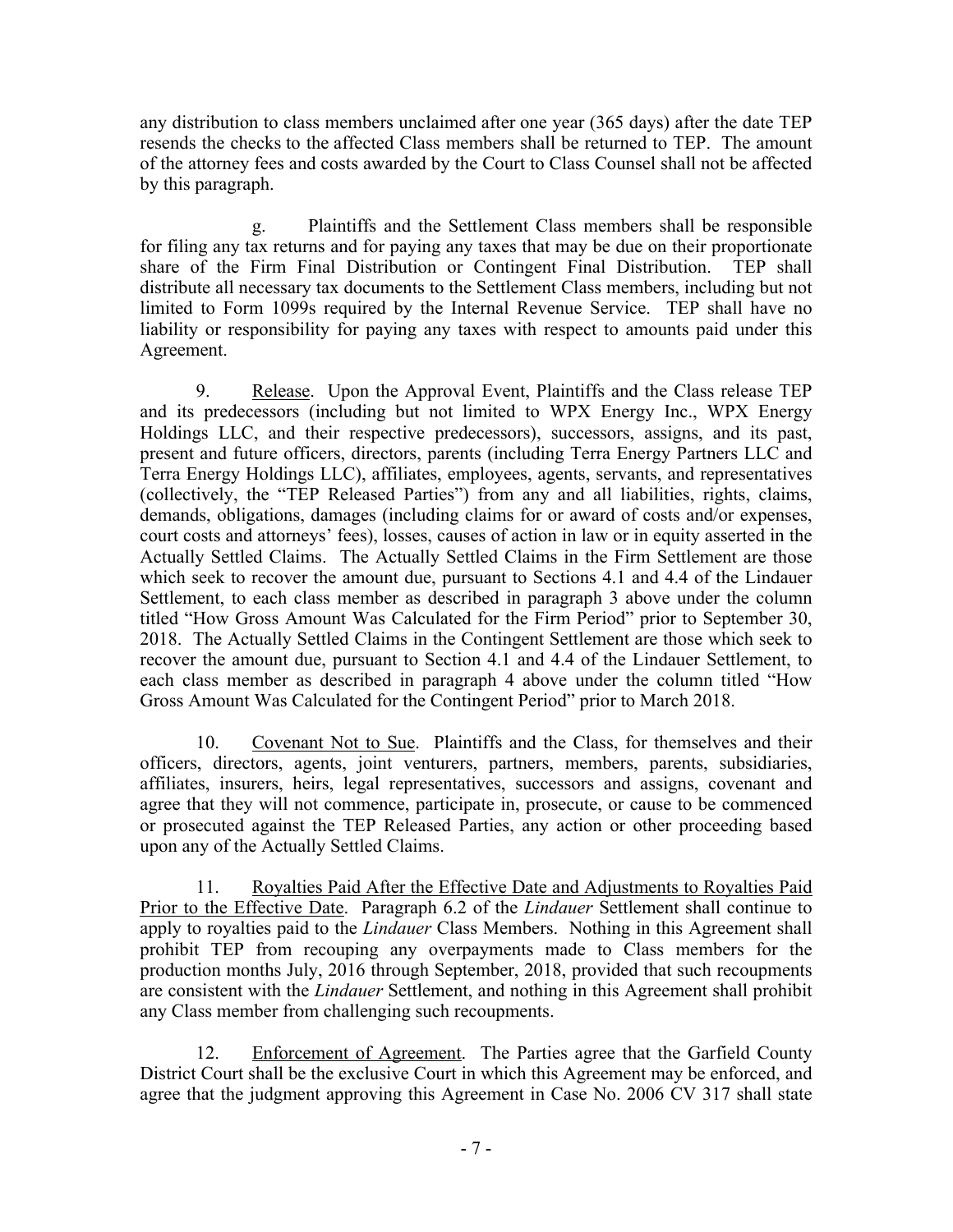any distribution to class members unclaimed after one year (365 days) after the date TEP resends the checks to the affected Class members shall be returned to TEP. The amount of the attorney fees and costs awarded by the Court to Class Counsel shall not be affected by this paragraph.

g. Plaintiffs and the Settlement Class members shall be responsible for filing any tax returns and for paying any taxes that may be due on their proportionate share of the Firm Final Distribution or Contingent Final Distribution. TEP shall distribute all necessary tax documents to the Settlement Class members, including but not limited to Form 1099s required by the Internal Revenue Service. TEP shall have no liability or responsibility for paying any taxes with respect to amounts paid under this Agreement.

9. Release. Upon the Approval Event, Plaintiffs and the Class release TEP and its predecessors (including but not limited to WPX Energy Inc., WPX Energy Holdings LLC, and their respective predecessors), successors, assigns, and its past, present and future officers, directors, parents (including Terra Energy Partners LLC and Terra Energy Holdings LLC), affiliates, employees, agents, servants, and representatives (collectively, the "TEP Released Parties") from any and all liabilities, rights, claims, demands, obligations, damages (including claims for or award of costs and/or expenses, court costs and attorneys' fees), losses, causes of action in law or in equity asserted in the Actually Settled Claims. The Actually Settled Claims in the Firm Settlement are those which seek to recover the amount due, pursuant to Sections 4.1 and 4.4 of the Lindauer Settlement, to each class member as described in paragraph 3 above under the column titled "How Gross Amount Was Calculated for the Firm Period" prior to September 30, 2018. The Actually Settled Claims in the Contingent Settlement are those which seek to recover the amount due, pursuant to Section 4.1 and 4.4 of the Lindauer Settlement, to each class member as described in paragraph 4 above under the column titled "How Gross Amount Was Calculated for the Contingent Period" prior to March 2018.

10. Covenant Not to Sue. Plaintiffs and the Class, for themselves and their officers, directors, agents, joint venturers, partners, members, parents, subsidiaries, affiliates, insurers, heirs, legal representatives, successors and assigns, covenant and agree that they will not commence, participate in, prosecute, or cause to be commenced or prosecuted against the TEP Released Parties, any action or other proceeding based upon any of the Actually Settled Claims.

11. Royalties Paid After the Effective Date and Adjustments to Royalties Paid Prior to the Effective Date. Paragraph 6.2 of the *Lindauer* Settlement shall continue to apply to royalties paid to the *Lindauer* Class Members. Nothing in this Agreement shall prohibit TEP from recouping any overpayments made to Class members for the production months July, 2016 through September, 2018, provided that such recoupments are consistent with the *Lindauer* Settlement, and nothing in this Agreement shall prohibit any Class member from challenging such recoupments.

12. Enforcement of Agreement. The Parties agree that the Garfield County District Court shall be the exclusive Court in which this Agreement may be enforced, and agree that the judgment approving this Agreement in Case No. 2006 CV 317 shall state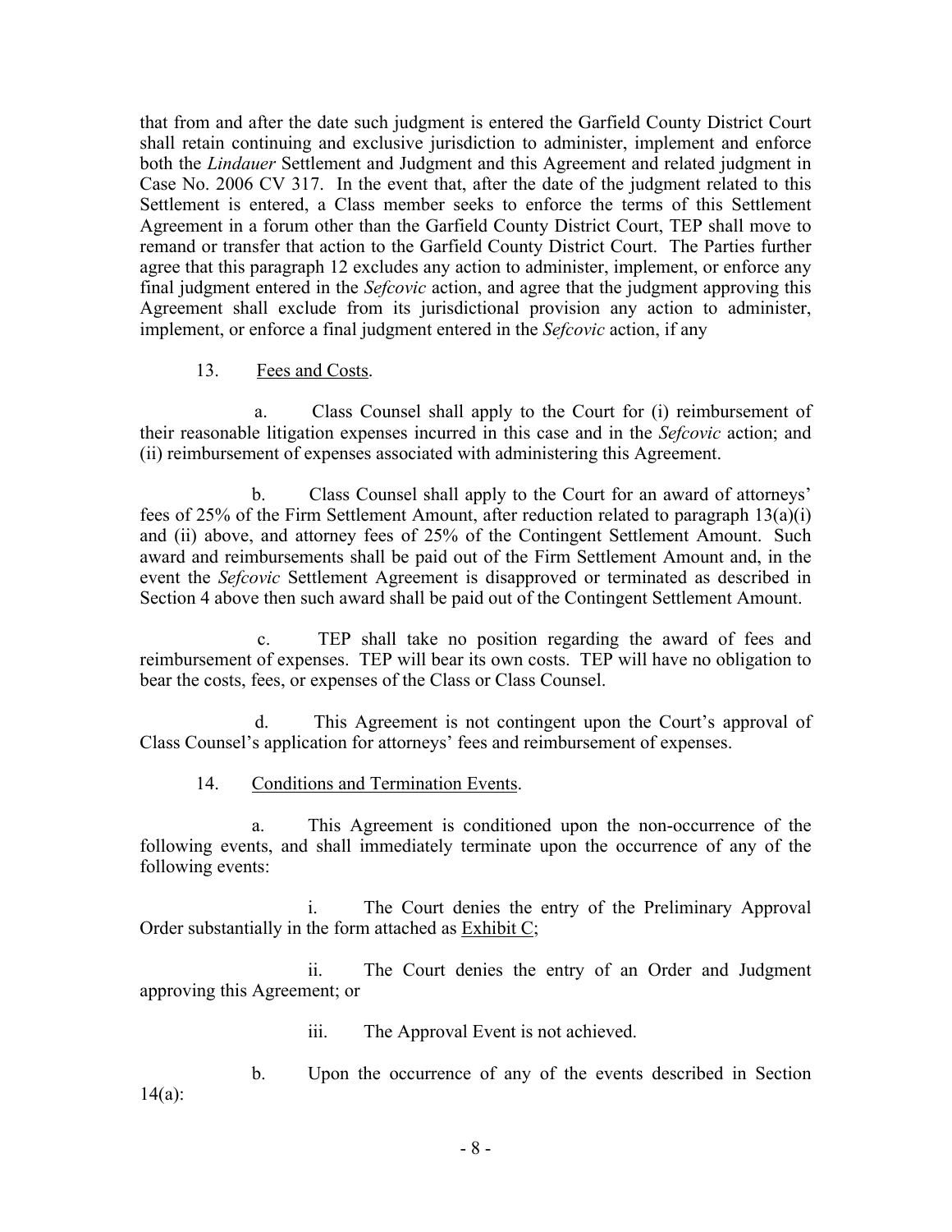that from and after the date such judgment is entered the Garfield County District Court shall retain continuing and exclusive jurisdiction to administer, implement and enforce both the *Lindauer* Settlement and Judgment and this Agreement and related judgment in Case No. 2006 CV 317. In the event that, after the date of the judgment related to this Settlement is entered, a Class member seeks to enforce the terms of this Settlement Agreement in a forum other than the Garfield County District Court, TEP shall move to remand or transfer that action to the Garfield County District Court. The Parties further agree that this paragraph 12 excludes any action to administer, implement, or enforce any final judgment entered in the *Sefcovic* action, and agree that the judgment approving this Agreement shall exclude from its jurisdictional provision any action to administer, implement, or enforce a final judgment entered in the *Sefcovic* action, if any

13. Fees and Costs.

a. Class Counsel shall apply to the Court for (i) reimbursement of their reasonable litigation expenses incurred in this case and in the *Sefcovic* action; and (ii) reimbursement of expenses associated with administering this Agreement.

b. Class Counsel shall apply to the Court for an award of attorneys' fees of 25% of the Firm Settlement Amount, after reduction related to paragraph 13(a)(i) and (ii) above, and attorney fees of 25% of the Contingent Settlement Amount. Such award and reimbursements shall be paid out of the Firm Settlement Amount and, in the event the *Sefcovic* Settlement Agreement is disapproved or terminated as described in Section 4 above then such award shall be paid out of the Contingent Settlement Amount.

c. TEP shall take no position regarding the award of fees and reimbursement of expenses. TEP will bear its own costs. TEP will have no obligation to bear the costs, fees, or expenses of the Class or Class Counsel.

d. This Agreement is not contingent upon the Court's approval of Class Counsel's application for attorneys' fees and reimbursement of expenses.

14. Conditions and Termination Events.

a. This Agreement is conditioned upon the non-occurrence of the following events, and shall immediately terminate upon the occurrence of any of the following events:

i. The Court denies the entry of the Preliminary Approval Order substantially in the form attached as Exhibit C;

ii. The Court denies the entry of an Order and Judgment approving this Agreement; or

iii. The Approval Event is not achieved.

b. Upon the occurrence of any of the events described in Section 14(a):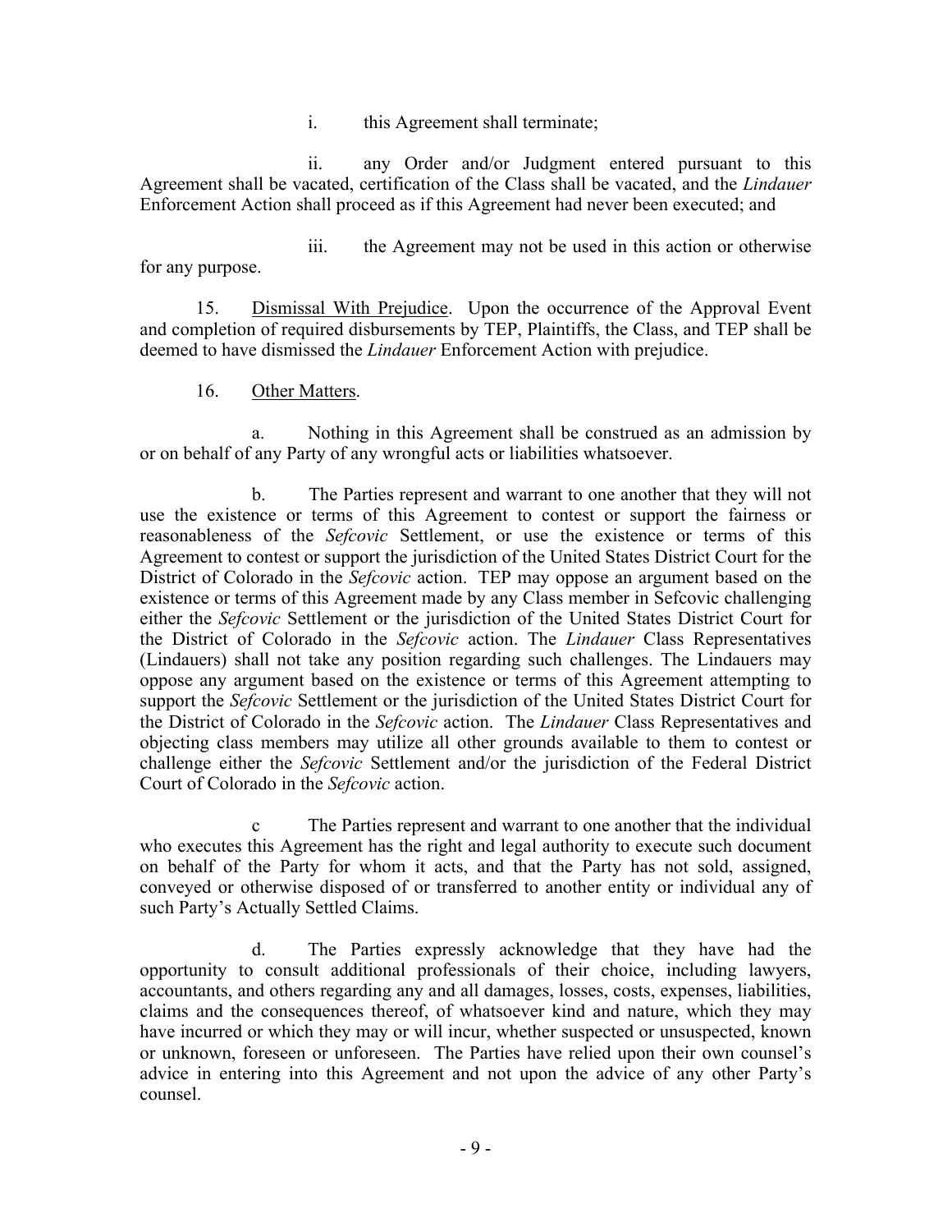i. this Agreement shall terminate;

ii. any Order and/or Judgment entered pursuant to this Agreement shall be vacated, certification of the Class shall be vacated, and the *Lindauer* Enforcement Action shall proceed as if this Agreement had never been executed; and

iii. the Agreement may not be used in this action or otherwise for any purpose.

15. Dismissal With Prejudice. Upon the occurrence of the Approval Event and completion of required disbursements by TEP, Plaintiffs, the Class, and TEP shall be deemed to have dismissed the *Lindauer* Enforcement Action with prejudice.

16. Other Matters.

a. Nothing in this Agreement shall be construed as an admission by or on behalf of any Party of any wrongful acts or liabilities whatsoever.

b. The Parties represent and warrant to one another that they will not use the existence or terms of this Agreement to contest or support the fairness or reasonableness of the *Sefcovic* Settlement, or use the existence or terms of this Agreement to contest or support the jurisdiction of the United States District Court for the District of Colorado in the *Sefcovic* action. TEP may oppose an argument based on the existence or terms of this Agreement made by any Class member in Sefcovic challenging either the *Sefcovic* Settlement or the jurisdiction of the United States District Court for the District of Colorado in the *Sefcovic* action. The *Lindauer* Class Representatives (Lindauers) shall not take any position regarding such challenges. The Lindauers may oppose any argument based on the existence or terms of this Agreement attempting to support the *Sefcovic* Settlement or the jurisdiction of the United States District Court for the District of Colorado in the *Sefcovic* action. The *Lindauer* Class Representatives and objecting class members may utilize all other grounds available to them to contest or challenge either the *Sefcovic* Settlement and/or the jurisdiction of the Federal District Court of Colorado in the *Sefcovic* action.

c The Parties represent and warrant to one another that the individual who executes this Agreement has the right and legal authority to execute such document on behalf of the Party for whom it acts, and that the Party has not sold, assigned, conveyed or otherwise disposed of or transferred to another entity or individual any of such Party's Actually Settled Claims.

d. The Parties expressly acknowledge that they have had the opportunity to consult additional professionals of their choice, including lawyers, accountants, and others regarding any and all damages, losses, costs, expenses, liabilities, claims and the consequences thereof, of whatsoever kind and nature, which they may have incurred or which they may or will incur, whether suspected or unsuspected, known or unknown, foreseen or unforeseen. The Parties have relied upon their own counsel's advice in entering into this Agreement and not upon the advice of any other Party's counsel.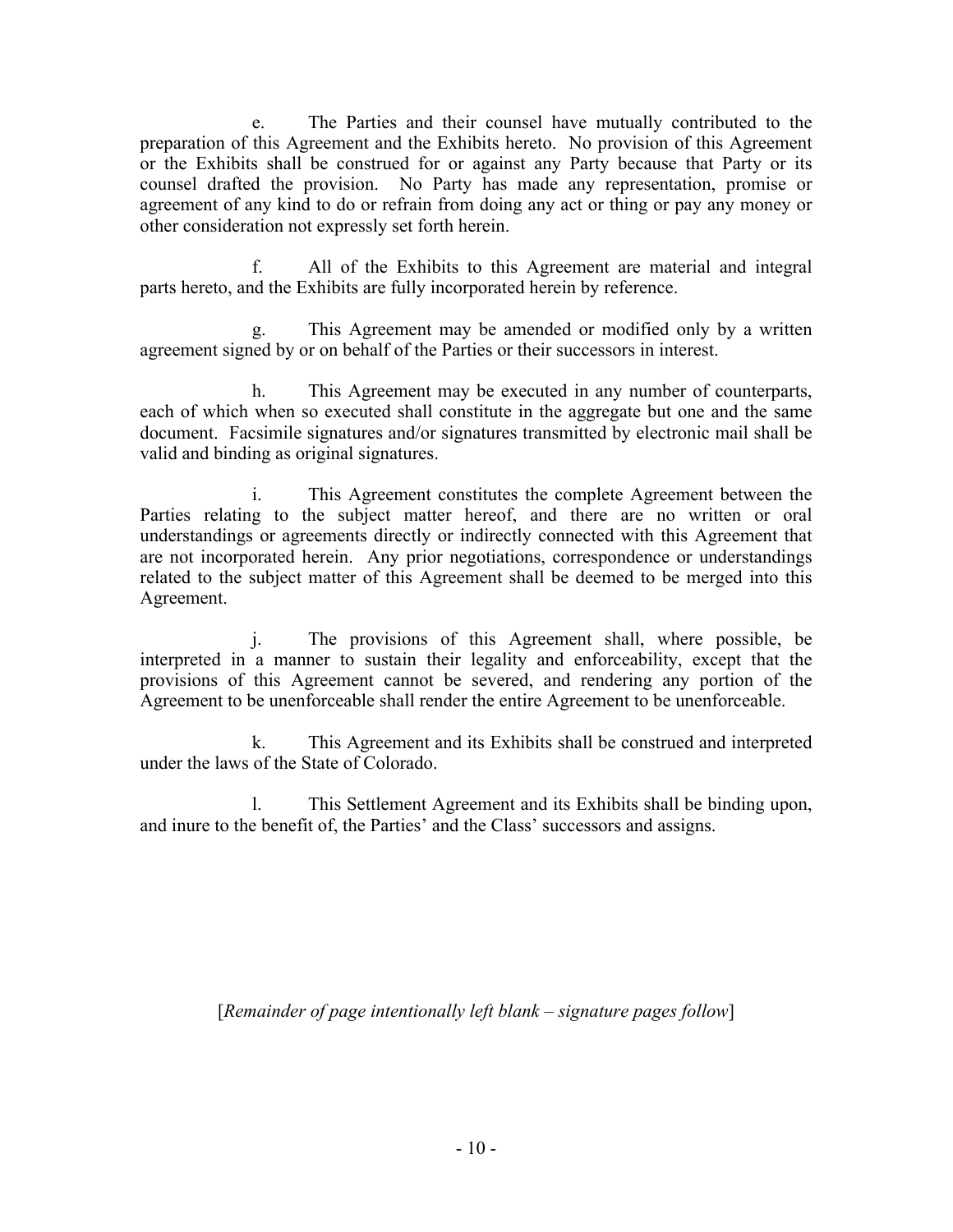e. The Parties and their counsel have mutually contributed to the preparation of this Agreement and the Exhibits hereto. No provision of this Agreement or the Exhibits shall be construed for or against any Party because that Party or its counsel drafted the provision. No Party has made any representation, promise or agreement of any kind to do or refrain from doing any act or thing or pay any money or other consideration not expressly set forth herein.

f. All of the Exhibits to this Agreement are material and integral parts hereto, and the Exhibits are fully incorporated herein by reference.

g. This Agreement may be amended or modified only by a written agreement signed by or on behalf of the Parties or their successors in interest.

h. This Agreement may be executed in any number of counterparts, each of which when so executed shall constitute in the aggregate but one and the same document. Facsimile signatures and/or signatures transmitted by electronic mail shall be valid and binding as original signatures.

i. This Agreement constitutes the complete Agreement between the Parties relating to the subject matter hereof, and there are no written or oral understandings or agreements directly or indirectly connected with this Agreement that are not incorporated herein. Any prior negotiations, correspondence or understandings related to the subject matter of this Agreement shall be deemed to be merged into this Agreement.

j. The provisions of this Agreement shall, where possible, be interpreted in a manner to sustain their legality and enforceability, except that the provisions of this Agreement cannot be severed, and rendering any portion of the Agreement to be unenforceable shall render the entire Agreement to be unenforceable.

k. This Agreement and its Exhibits shall be construed and interpreted under the laws of the State of Colorado.

l. This Settlement Agreement and its Exhibits shall be binding upon, and inure to the benefit of, the Parties' and the Class' successors and assigns.

[*Remainder of page intentionally left blank – signature pages follow*]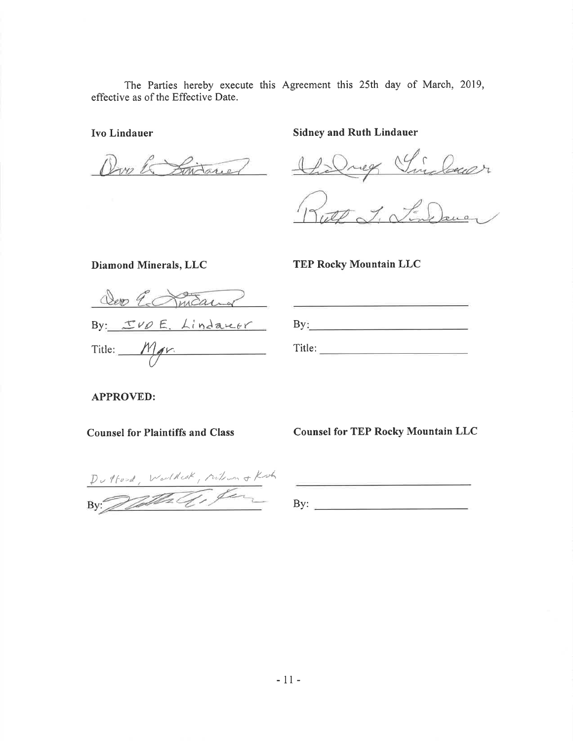The Parties hereby execute this Agreement this 25th day of March, 2019, effective as of the Effective Date.

**Ivo Lindauer**

*Ivo E. Lindauer*

**Sidney and Ruth Lindauer**

*Sidney Lindauer*

*Ruth L. Lindauer*

**Diamond Minerals, LLC**

*Ivo E. Lindauer*

By: IVO E. Lindauer

Title: Mgr.

**TEP Rocky Mountain LLC**

______________________________

By: ______________________________

Title: ______________________________

**APPROVED:**

**Counsel for Plaintiffs and Class**

Dufford, Waldeck, Milburn & Krohn

By: *[signature]*

**Counsel for TEP Rocky Mountain LLC**

______________________________

By: ______________________________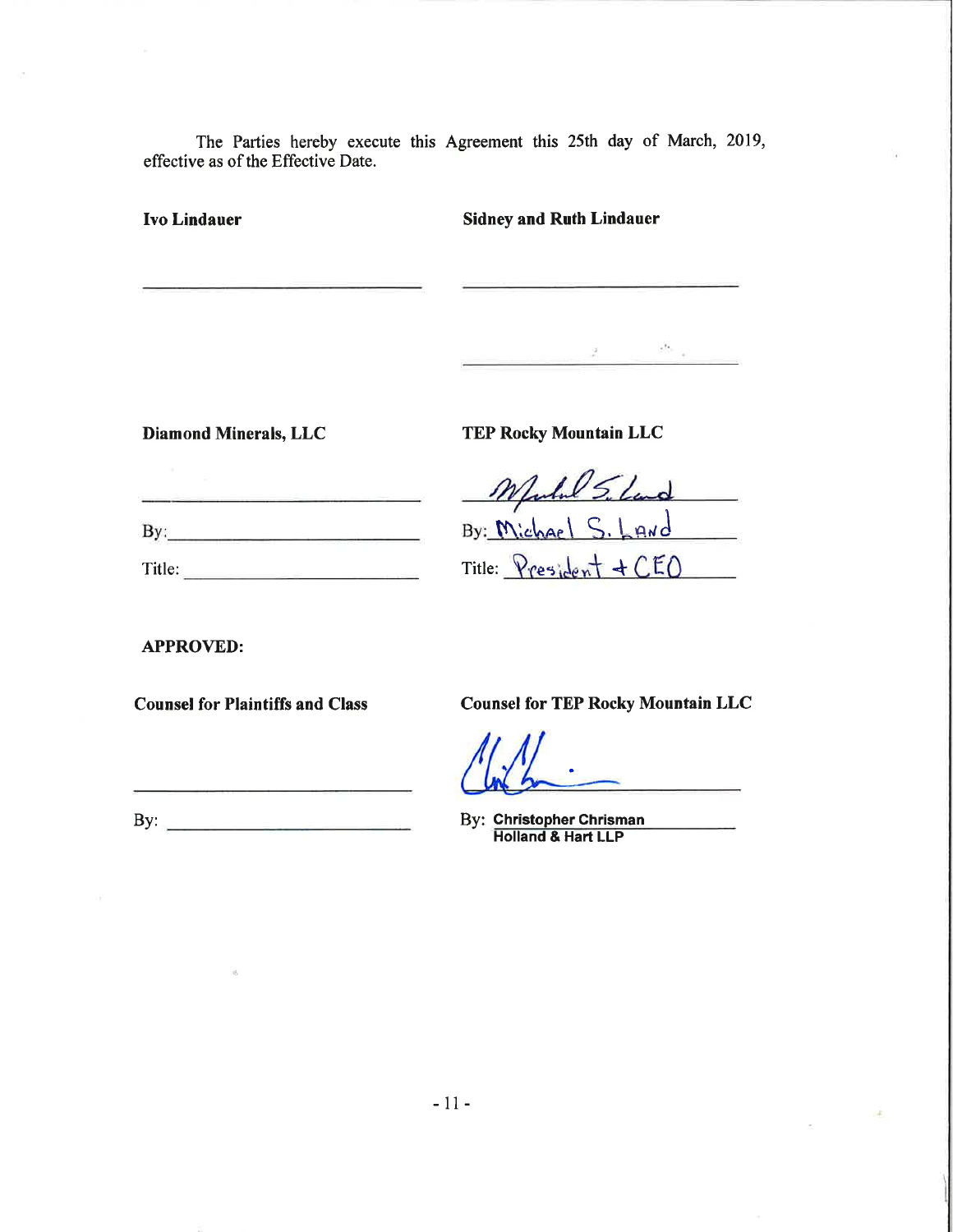The Parties hereby execute this Agreement this 25th day of March, 2019, effective as of the Effective Date.

**Ivo Lindauer**

\_\_\_\_\_\_\_\_\_\_\_\_\_\_\_\_\_\_\_\_\_\_\_\_\_\_\_\_

**Sidney and Ruth Lindauer**

\_\_\_\_\_\_\_\_\_\_\_\_\_\_\_\_\_\_\_\_\_\_\_\_\_\_\_\_

\_\_\_\_\_\_\_\_\_\_\_\_\_\_\_\_\_\_\_\_\_\_\_\_\_\_\_\_

**Diamond Minerals, LLC**

\_\_\_\_\_\_\_\_\_\_\_\_\_\_\_\_\_\_\_\_\_\_\_\_\_\_\_\_

By: \_\_\_\_\_\_\_\_\_\_\_\_\_\_\_\_\_\_\_\_\_\_\_\_\_\_

Title: \_\_\_\_\_\_\_\_\_\_\_\_\_\_\_\_\_\_\_\_\_\_\_\_\_

**TEP Rocky Mountain LLC**

Michael S. Land

By: Michael S. Land

Title: President + CEO

**APPROVED:**

**Counsel for Plaintiffs and Class**

\_\_\_\_\_\_\_\_\_\_\_\_\_\_\_\_\_\_\_\_\_\_\_\_\_\_\_\_

By: \_\_\_\_\_\_\_\_\_\_\_\_\_\_\_\_\_\_\_\_\_\_\_\_\_\_

**Counsel for TEP Rocky Mountain LLC**

\_\_\_\_\_\_\_\_\_\_\_\_\_\_\_\_\_\_\_\_\_\_\_\_\_\_\_\_

By: Christopher Chrisman
Holland & Hart LLP